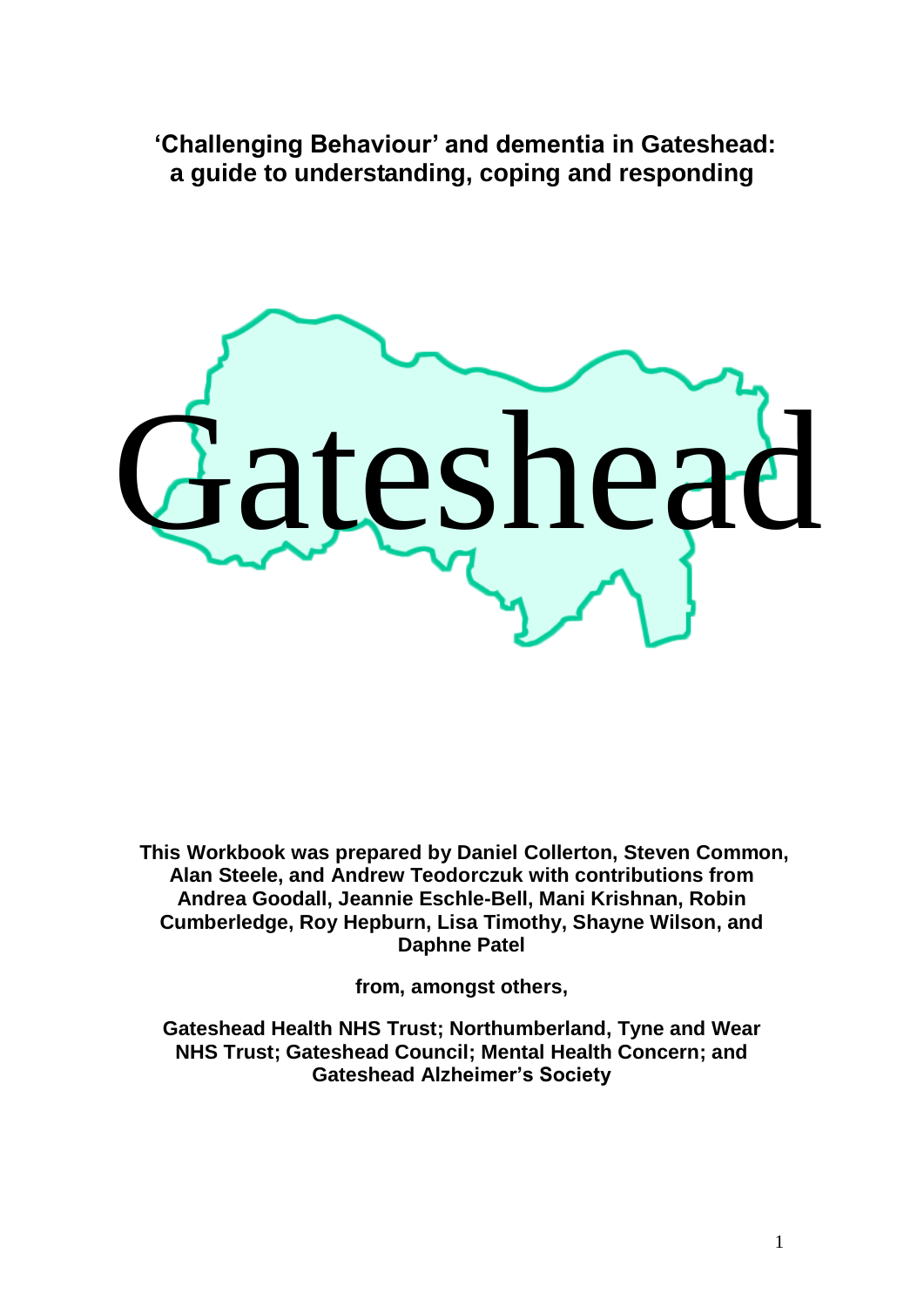# 'Challenging Behaviour' and dementia in Gateshead: a guide to understanding, coping and responding

Gateshead

**This Workbook was prepared by Daniel Collerton, Steven Common, Alan Steele, and Andrew Teodorczuk with contributions from Andrea Goodall, Jeannie Eschle-Bell, Mani Krishnan, Robin Cumberledge, Roy Hepburn, Lisa Timothy, Shayne Wilson, and Daphne Patel**

**from, amongst others,**

**Gateshead Health NHS Trust; Northumberland, Tyne and Wear NHS Trust; Gateshead Council; Mental Health Concern; and Gateshead Alzheimer's Society**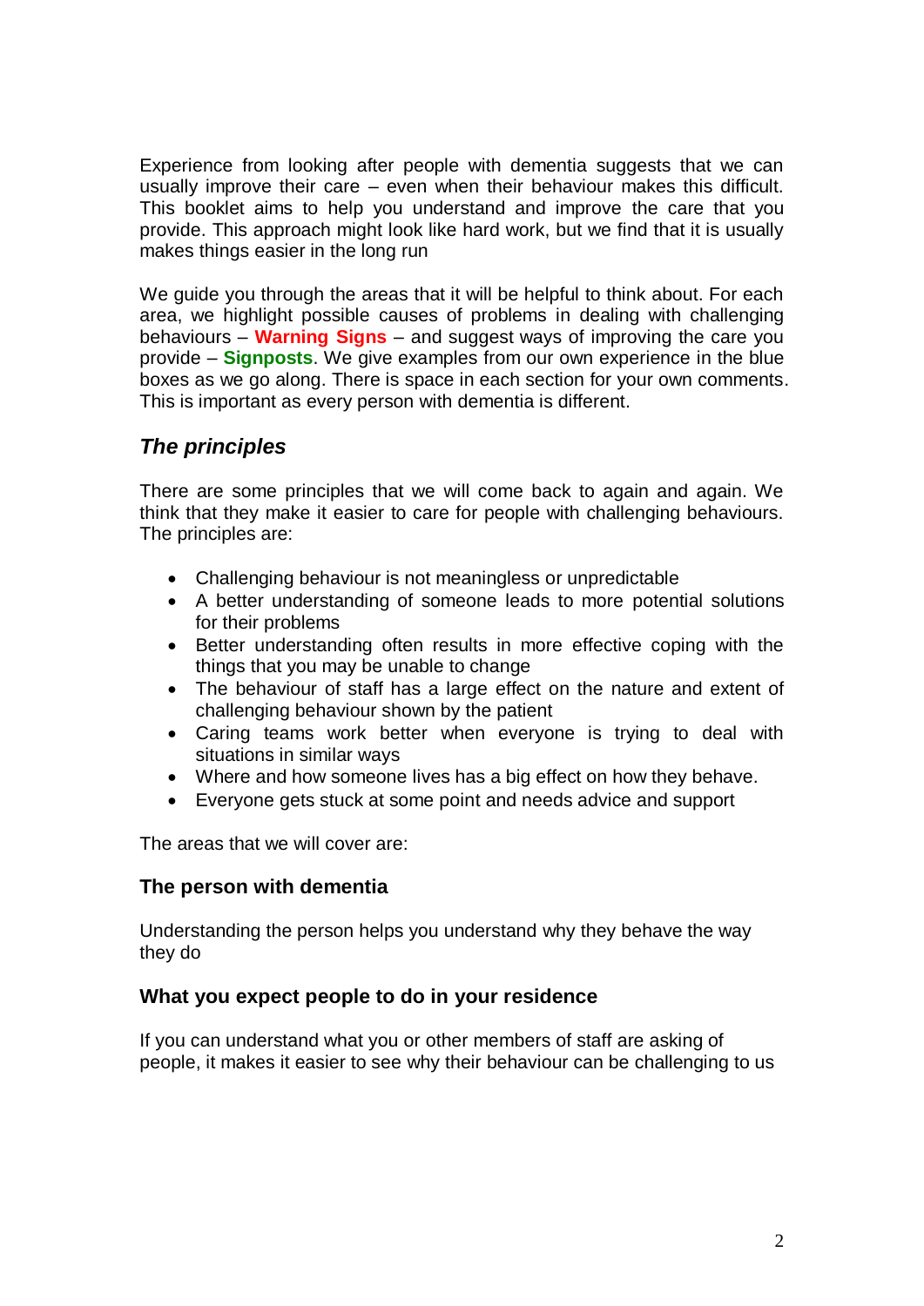Experience from looking after people with dementia suggests that we can usually improve their care – even when their behaviour makes this difficult. This booklet aims to help you understand and improve the care that you provide. This approach might look like hard work, but we find that it is usually makes things easier in the long run

We guide you through the areas that it will be helpful to think about. For each area, we highlight possible causes of problems in dealing with challenging behaviours – **Warning Signs** – and suggest ways of improving the care you provide – **Signposts**. We give examples from our own experience in the blue boxes as we go along. There is space in each section for your own comments. This is important as every person with dementia is different.

## *The principles*

There are some principles that we will come back to again and again. We think that they make it easier to care for people with challenging behaviours. The principles are:

- Challenging behaviour is not meaningless or unpredictable
- A better understanding of someone leads to more potential solutions for their problems
- Better understanding often results in more effective coping with the things that you may be unable to change
- The behaviour of staff has a large effect on the nature and extent of challenging behaviour shown by the patient
- Caring teams work better when everyone is trying to deal with situations in similar ways
- Where and how someone lives has a big effect on how they behave.
- Everyone gets stuck at some point and needs advice and support

The areas that we will cover are:

### The person with dementia

Understanding the person helps you understand why they behave the way they do

### What you expect people to do in your residence

If you can understand what you or other members of staff are asking of people, it makes it easier to see why their behaviour can be challenging to us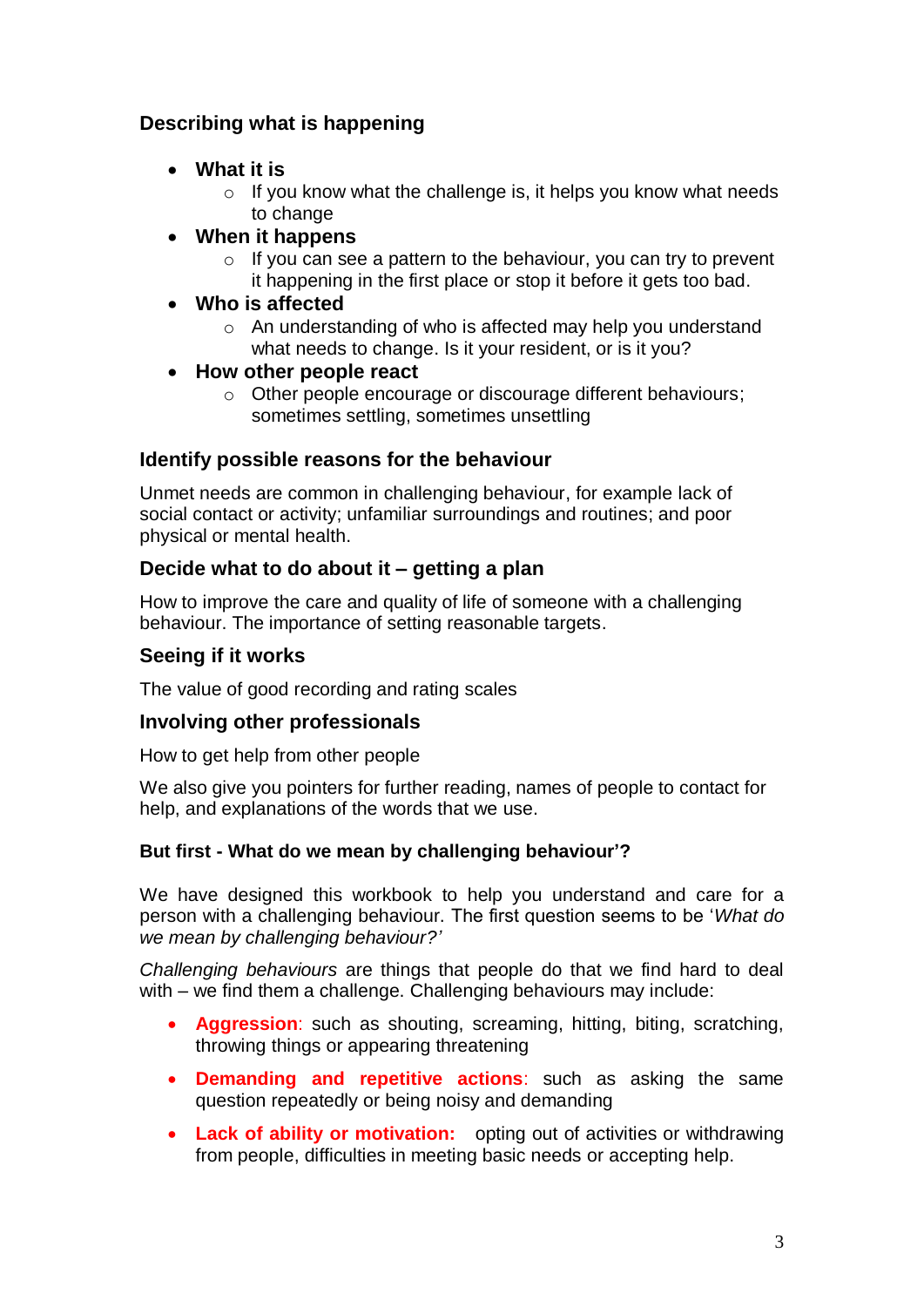### Describing what is happening

- **What it is**
  - If you know what the challenge is, it helps you know what needs to change
- **When it happens**
  - If you can see a pattern to the behaviour, you can try to prevent it happening in the first place or stop it before it gets too bad.
- **Who is affected**
  - An understanding of who is affected may help you understand what needs to change. Is it your resident, or is it you?
- **How other people react**
  - Other people encourage or discourage different behaviours; sometimes settling, sometimes unsettling

### Identify possible reasons for the behaviour

Unmet needs are common in challenging behaviour, for example lack of social contact or activity; unfamiliar surroundings and routines; and poor physical or mental health.

### Decide what to do about it – getting a plan

How to improve the care and quality of life of someone with a challenging behaviour. The importance of setting reasonable targets.

### Seeing if it works

The value of good recording and rating scales

### Involving other professionals

How to get help from other people

We also give you pointers for further reading, names of people to contact for help, and explanations of the words that we use.

#### But first - What do we mean by challenging behaviour'?

We have designed this workbook to help you understand and care for a person with a challenging behaviour. The first question seems to be '*What do we mean by challenging behaviour?'*

*Challenging behaviours* are things that people do that we find hard to deal with – we find them a challenge. Challenging behaviours may include:

- **Aggression**: such as shouting, screaming, hitting, biting, scratching, throwing things or appearing threatening
- **Demanding and repetitive actions**: such as asking the same question repeatedly or being noisy and demanding
- **Lack of ability or motivation:** opting out of activities or withdrawing from people, difficulties in meeting basic needs or accepting help.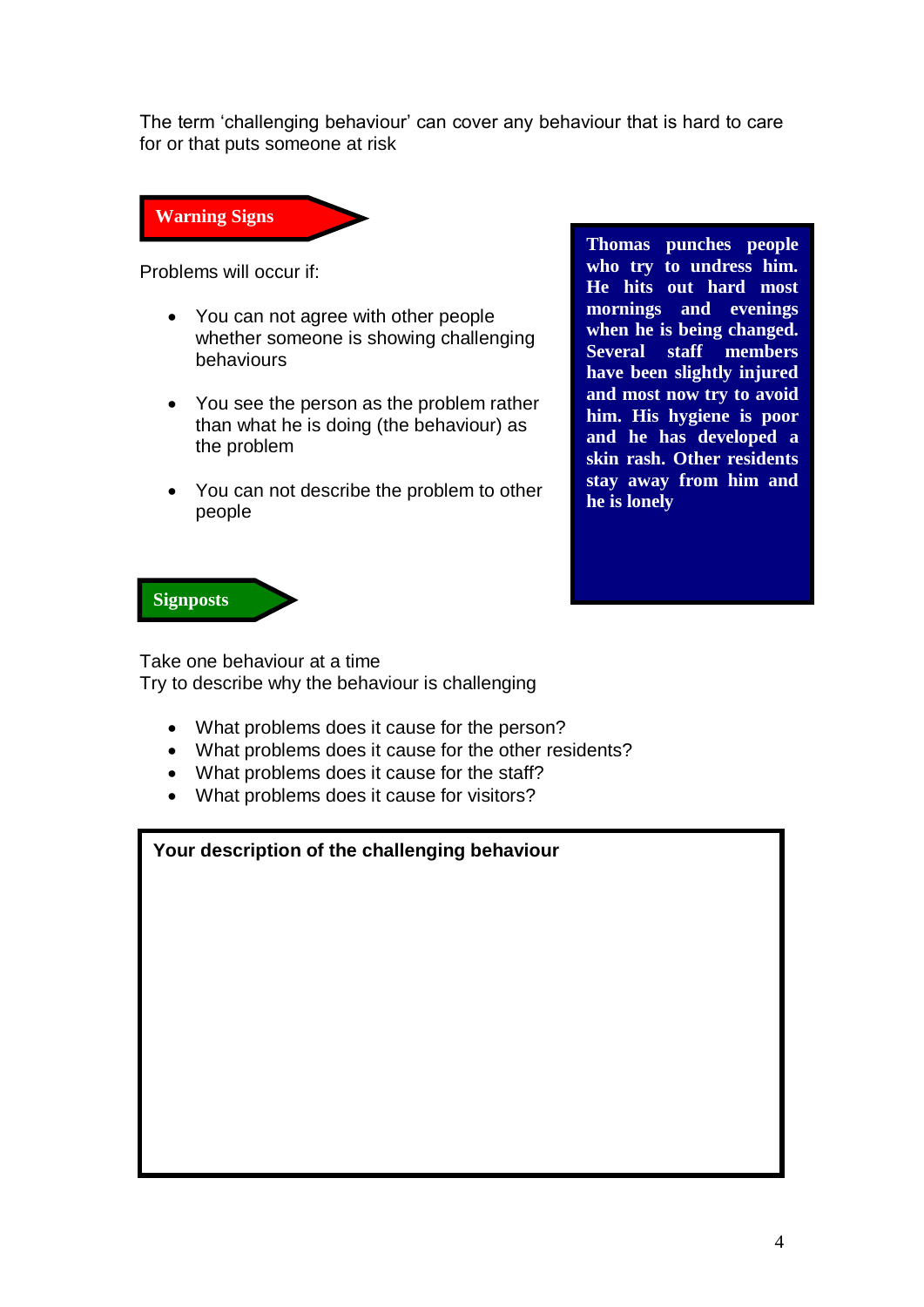The term ‘challenging behaviour’ can cover any behaviour that is hard to care for or that puts someone at risk

## Warning Signs

Problems will occur if:

- You can not agree with other people whether someone is showing challenging behaviours
- You see the person as the problem rather than what he is doing (the behaviour) as the problem
- You can not describe the problem to other people

**Thomas punches people who try to undress him. He hits out hard most mornings and evenings when he is being changed. Several staff members have been slightly injured and most now try to avoid him. His hygiene is poor and he has developed a skin rash. Other residents stay away from him and he is lonely**

## Signposts

Take one behaviour at a time
Try to describe why the behaviour is challenging

- What problems does it cause for the person?
- What problems does it cause for the other residents?
- What problems does it cause for the staff?
- What problems does it cause for visitors?

| **Your description of the challenging behaviour** |
| --- |
| |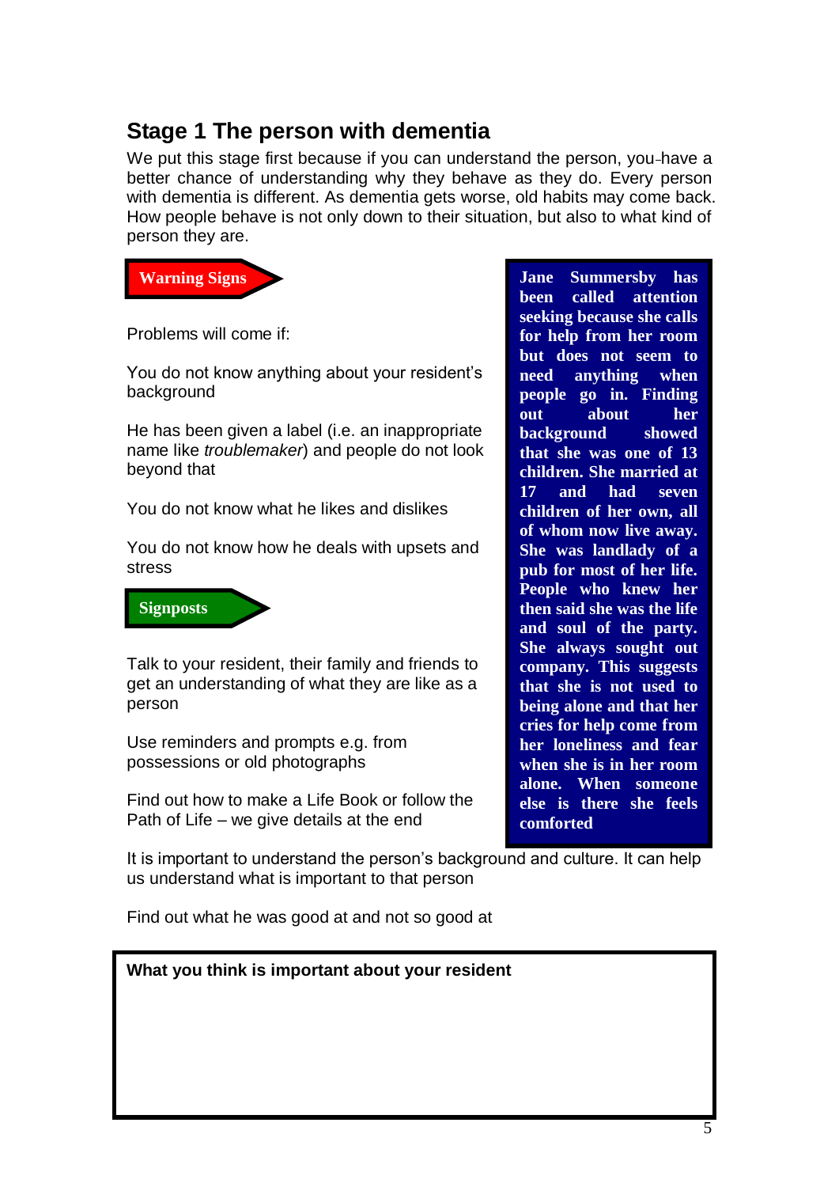## Stage 1 The person with dementia

We put this stage first because if you can understand the person, you have a better chance of understanding why they behave as they do. Every person with dementia is different. As dementia gets worse, old habits may come back. How people behave is not only down to their situation, but also to what kind of person they are.

**Warning Signs**

Problems will come if:

You do not know anything about your resident's background

He has been given a label (i.e. an inappropriate name like *troublemaker*) and people do not look beyond that

You do not know what he likes and dislikes

You do not know how he deals with upsets and stress

**Signposts**

Talk to your resident, their family and friends to get an understanding of what they are like as a person

Use reminders and prompts e.g. from possessions or old photographs

Find out how to make a Life Book or follow the Path of Life – we give details at the end

**Jane Summersby has been called attention seeking because she calls for help from her room but does not seem to need anything when people go in. Finding out about her background showed that she was one of 13 children. She married at 17 and had seven children of her own, all of whom now live away. She was landlady of a pub for most of her life. People who knew her then said she was the life and soul of the party. She always sought out company. This suggests that she is not used to being alone and that her cries for help come from her loneliness and fear when she is in her room alone. When someone else is there she feels comforted**

It is important to understand the person's background and culture. It can help us understand what is important to that person

Find out what he was good at and not so good at

**What you think is important about your resident**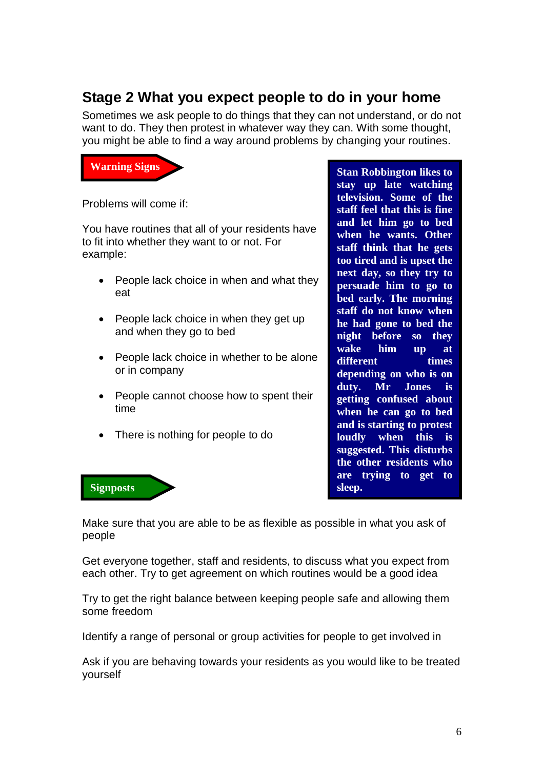## Stage 2 What you expect people to do in your home

Sometimes we ask people to do things that they can not understand, or do not want to do. They then protest in whatever way they can. With some thought, you might be able to find a way around problems by changing your routines.

**Warning Signs**

Problems will come if:

You have routines that all of your residents have to fit into whether they want to or not. For example:

- People lack choice in when and what they eat
- People lack choice in when they get up and when they go to bed
- People lack choice in whether to be alone or in company
- People cannot choose how to spent their time
- There is nothing for people to do

**Stan Robbington likes to stay up late watching television. Some of the staff feel that this is fine and let him go to bed when he wants. Other staff think that he gets too tired and is upset the next day, so they try to persuade him to go to bed early. The morning staff do not know when he had gone to bed the night before so they wake him up at different times depending on who is on duty. Mr Jones is getting confused about when he can go to bed and is starting to protest loudly when this is suggested. This disturbs the other residents who are trying to get to sleep.**

**Signposts**

Make sure that you are able to be as flexible as possible in what you ask of people

Get everyone together, staff and residents, to discuss what you expect from each other. Try to get agreement on which routines would be a good idea

Try to get the right balance between keeping people safe and allowing them some freedom

Identify a range of personal or group activities for people to get involved in

Ask if you are behaving towards your residents as you would like to be treated yourself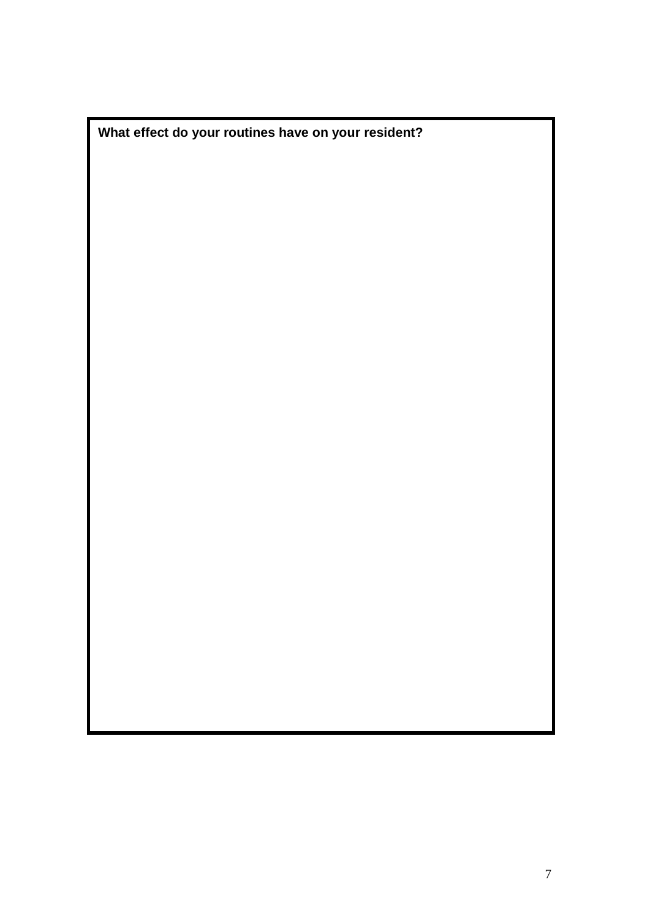**What effect do your routines have on your resident?**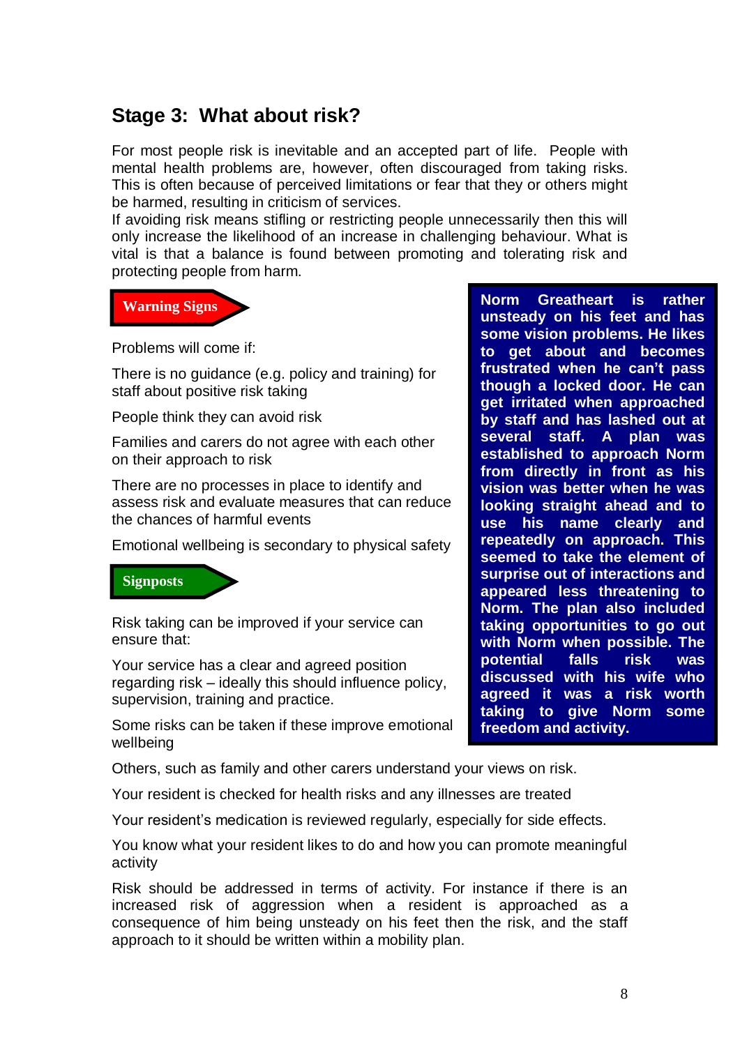## Stage 3: What about risk?

For most people risk is inevitable and an accepted part of life. People with mental health problems are, however, often discouraged from taking risks. This is often because of perceived limitations or fear that they or others might be harmed, resulting in criticism of services.

If avoiding risk means stifling or restricting people unnecessarily then this will only increase the likelihood of an increase in challenging behaviour. What is vital is that a balance is found between promoting and tolerating risk and protecting people from harm.

**Warning Signs**

Problems will come if:

There is no guidance (e.g. policy and training) for staff about positive risk taking

People think they can avoid risk

Families and carers do not agree with each other on their approach to risk

There are no processes in place to identify and assess risk and evaluate measures that can reduce the chances of harmful events

Emotional wellbeing is secondary to physical safety

**Signposts**

Risk taking can be improved if your service can ensure that:

Your service has a clear and agreed position regarding risk – ideally this should influence policy, supervision, training and practice.

Some risks can be taken if these improve emotional wellbeing

Others, such as family and other carers understand your views on risk.

Your resident is checked for health risks and any illnesses are treated

Your resident's medication is reviewed regularly, especially for side effects.

You know what your resident likes to do and how you can promote meaningful activity

Risk should be addressed in terms of activity. For instance if there is an increased risk of aggression when a resident is approached as a consequence of him being unsteady on his feet then the risk, and the staff approach to it should be written within a mobility plan.

**Norm Greatheart is rather unsteady on his feet and has some vision problems. He likes to get about and becomes frustrated when he can't pass though a locked door. He can get irritated when approached by staff and has lashed out at several staff. A plan was established to approach Norm from directly in front as his vision was better when he was looking straight ahead and to use his name clearly and repeatedly on approach. This seemed to take the element of surprise out of interactions and appeared less threatening to Norm. The plan also included taking opportunities to go out with Norm when possible. The potential falls risk was discussed with his wife who agreed it was a risk worth taking to give Norm some freedom and activity.**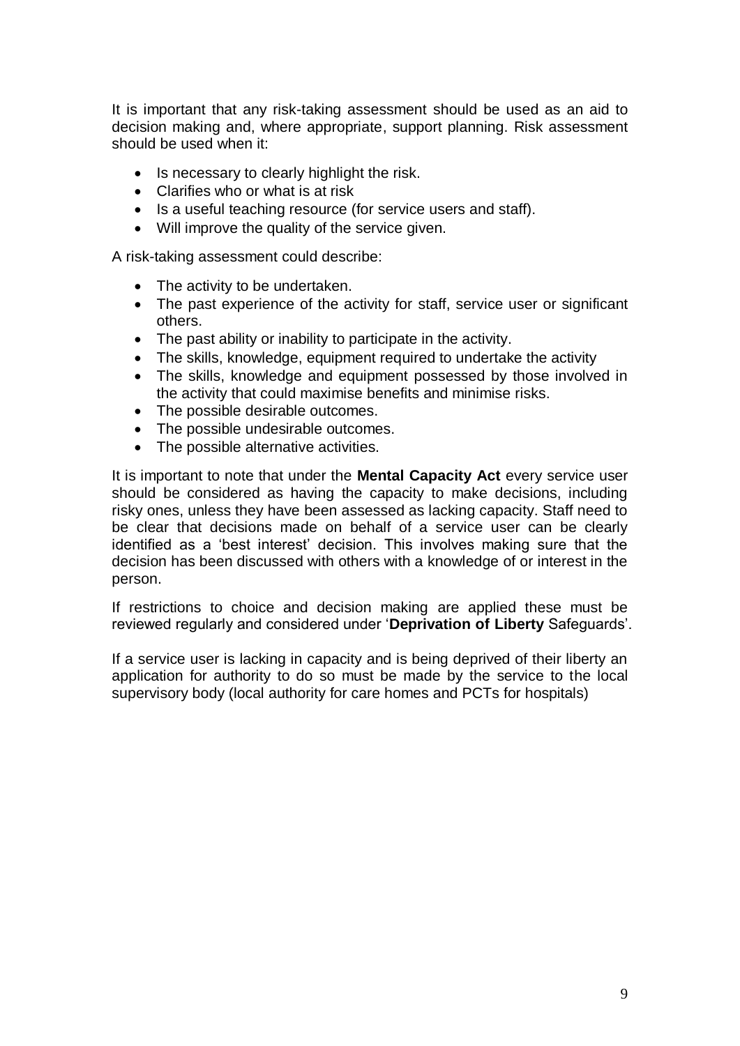It is important that any risk-taking assessment should be used as an aid to decision making and, where appropriate, support planning. Risk assessment should be used when it:

- Is necessary to clearly highlight the risk.
- Clarifies who or what is at risk
- Is a useful teaching resource (for service users and staff).
- Will improve the quality of the service given.

A risk-taking assessment could describe:

- The activity to be undertaken.
- The past experience of the activity for staff, service user or significant others.
- The past ability or inability to participate in the activity.
- The skills, knowledge, equipment required to undertake the activity
- The skills, knowledge and equipment possessed by those involved in the activity that could maximise benefits and minimise risks.
- The possible desirable outcomes.
- The possible undesirable outcomes.
- The possible alternative activities.

It is important to note that under the **Mental Capacity Act** every service user should be considered as having the capacity to make decisions, including risky ones, unless they have been assessed as lacking capacity. Staff need to be clear that decisions made on behalf of a service user can be clearly identified as a 'best interest' decision. This involves making sure that the decision has been discussed with others with a knowledge of or interest in the person.

If restrictions to choice and decision making are applied these must be reviewed regularly and considered under '**Deprivation of Liberty** Safeguards'.

If a service user is lacking in capacity and is being deprived of their liberty an application for authority to do so must be made by the service to the local supervisory body (local authority for care homes and PCTs for hospitals)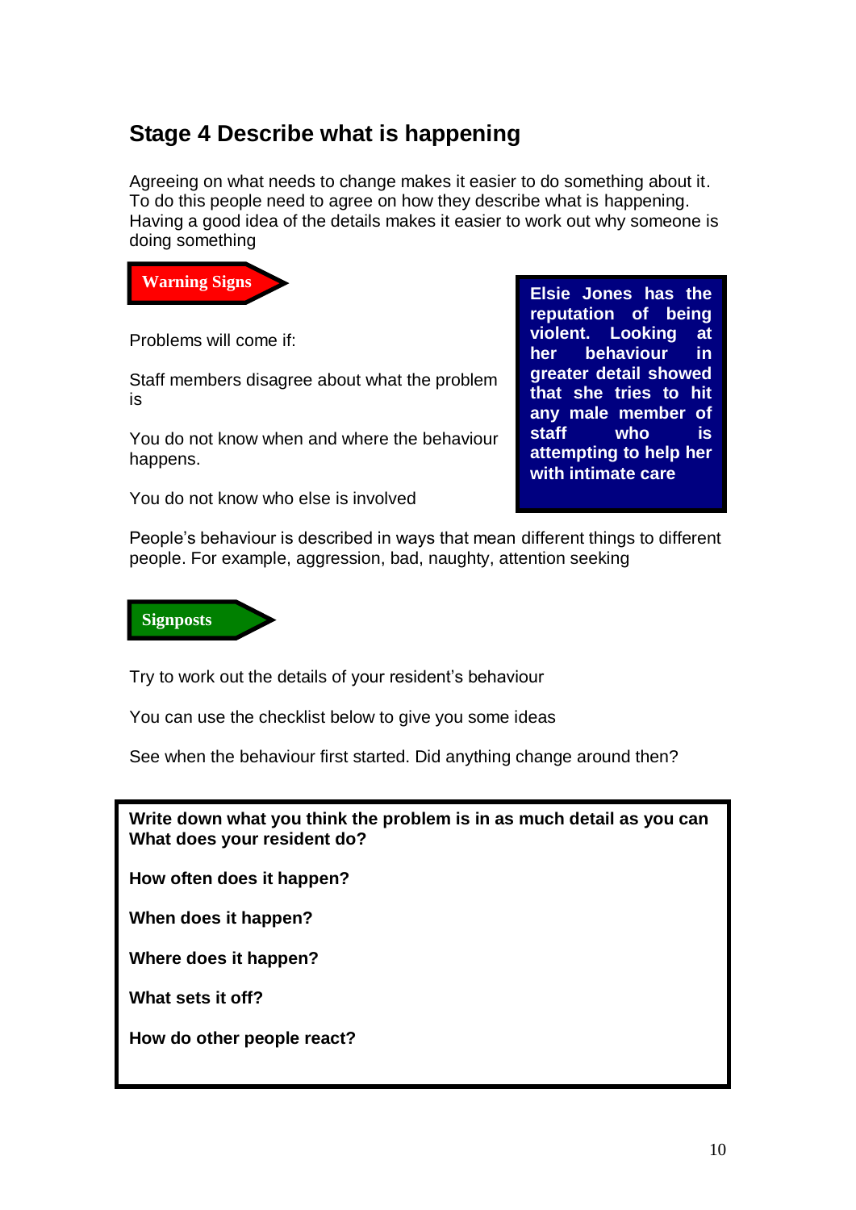## Stage 4 Describe what is happening

Agreeing on what needs to change makes it easier to do something about it. To do this people need to agree on how they describe what is happening. Having a good idea of the details makes it easier to work out why someone is doing something

**Warning Signs**

Problems will come if:

Staff members disagree about what the problem is

You do not know when and where the behaviour happens.

You do not know who else is involved

People's behaviour is described in ways that mean different things to different people. For example, aggression, bad, naughty, attention seeking

**Elsie Jones has the reputation of being violent. Looking at her behaviour in greater detail showed that she tries to hit any male member of staff who is attempting to help her with intimate care**

**Signposts**

Try to work out the details of your resident's behaviour

You can use the checklist below to give you some ideas

See when the behaviour first started. Did anything change around then?

**Write down what you think the problem is in as much detail as you can**
**What does your resident do?**

**How often does it happen?**

**When does it happen?**

**Where does it happen?**

**What sets it off?**

**How do other people react?**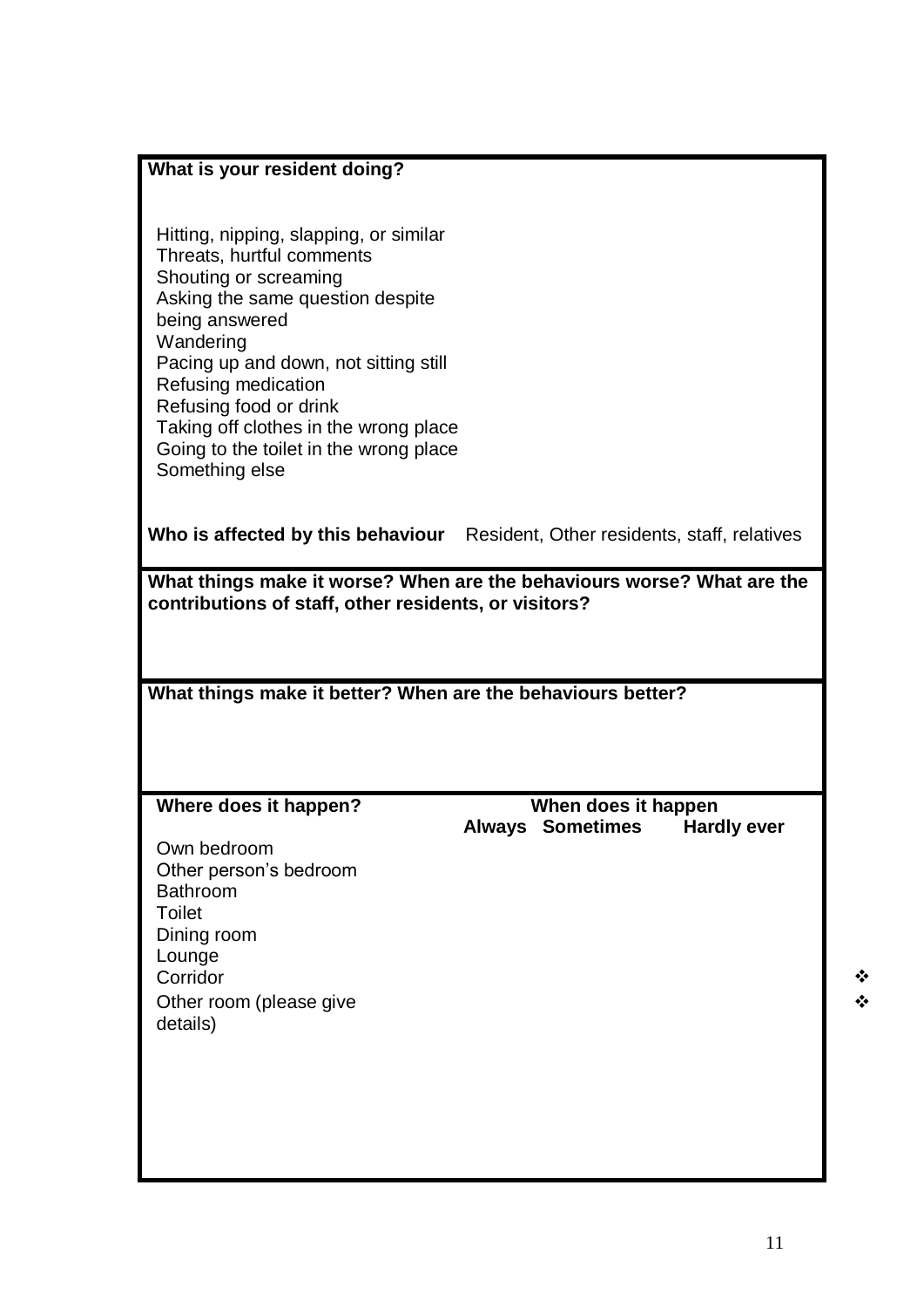**What is your resident doing?**

Hitting, nipping, slapping, or similar
Threats, hurtful comments
Shouting or screaming
Asking the same question despite being answered
Wandering
Pacing up and down, not sitting still
Refusing medication
Refusing food or drink
Taking off clothes in the wrong place
Going to the toilet in the wrong place
Something else

**Who is affected by this behaviour** Resident, Other residents, staff, relatives

**What things make it worse? When are the behaviours worse? What are the contributions of staff, other residents, or visitors?**

**What things make it better? When are the behaviours better?**

| Where does it happen? | When does it happen<br>Always | Sometimes | Hardly ever |
|---|---|---|---|
| Own bedroom | | | |
| Other person's bedroom | | | |
| Bathroom | | | |
| Toilet | | | |
| Dining room | | | |
| Lounge | | | |
| Corridor | | | |
| Other room (please give details) | | | |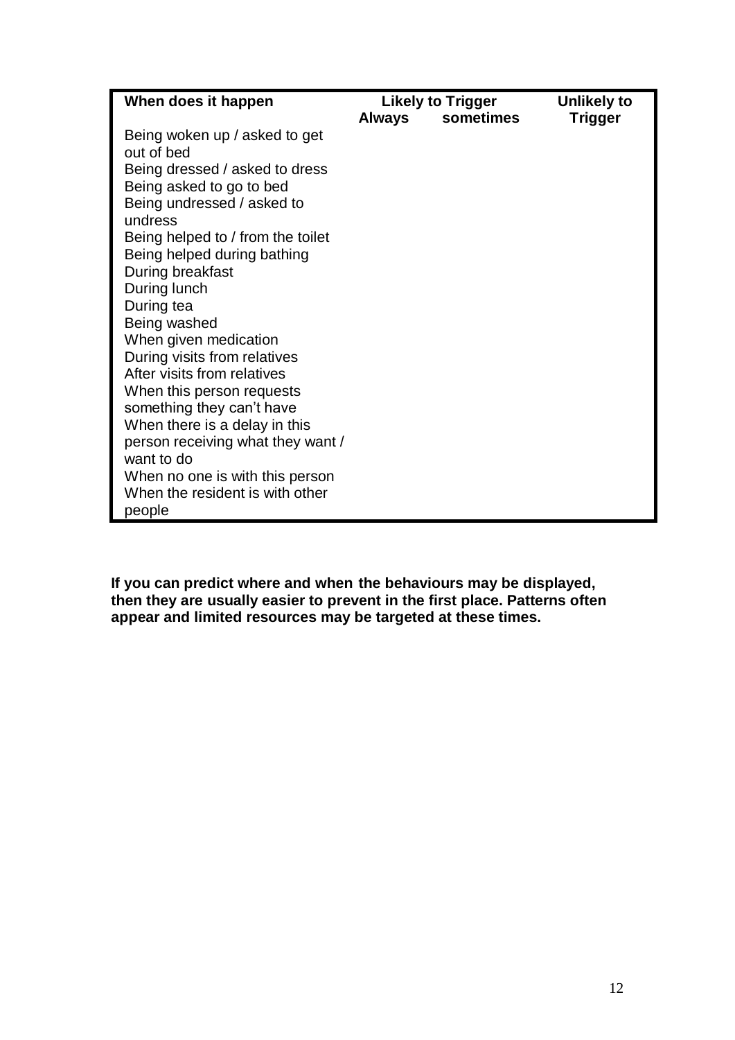| When does it happen | Likely to Trigger | | Unlikely to Trigger |
| --- | --- | --- | --- |
| | Always | sometimes | |
| Being woken up / asked to get out of bed | | | |
| Being dressed / asked to dress | | | |
| Being asked to go to bed | | | |
| Being undressed / asked to undress | | | |
| Being helped to / from the toilet | | | |
| Being helped during bathing | | | |
| During breakfast | | | |
| During lunch | | | |
| During tea | | | |
| Being washed | | | |
| When given medication | | | |
| During visits from relatives | | | |
| After visits from relatives | | | |
| When this person requests something they can't have | | | |
| When there is a delay in this person receiving what they want / want to do | | | |
| When no one is with this person | | | |
| When the resident is with other people | | | |

**If you can predict where and when the behaviours may be displayed, then they are usually easier to prevent in the first place. Patterns often appear and limited resources may be targeted at these times.**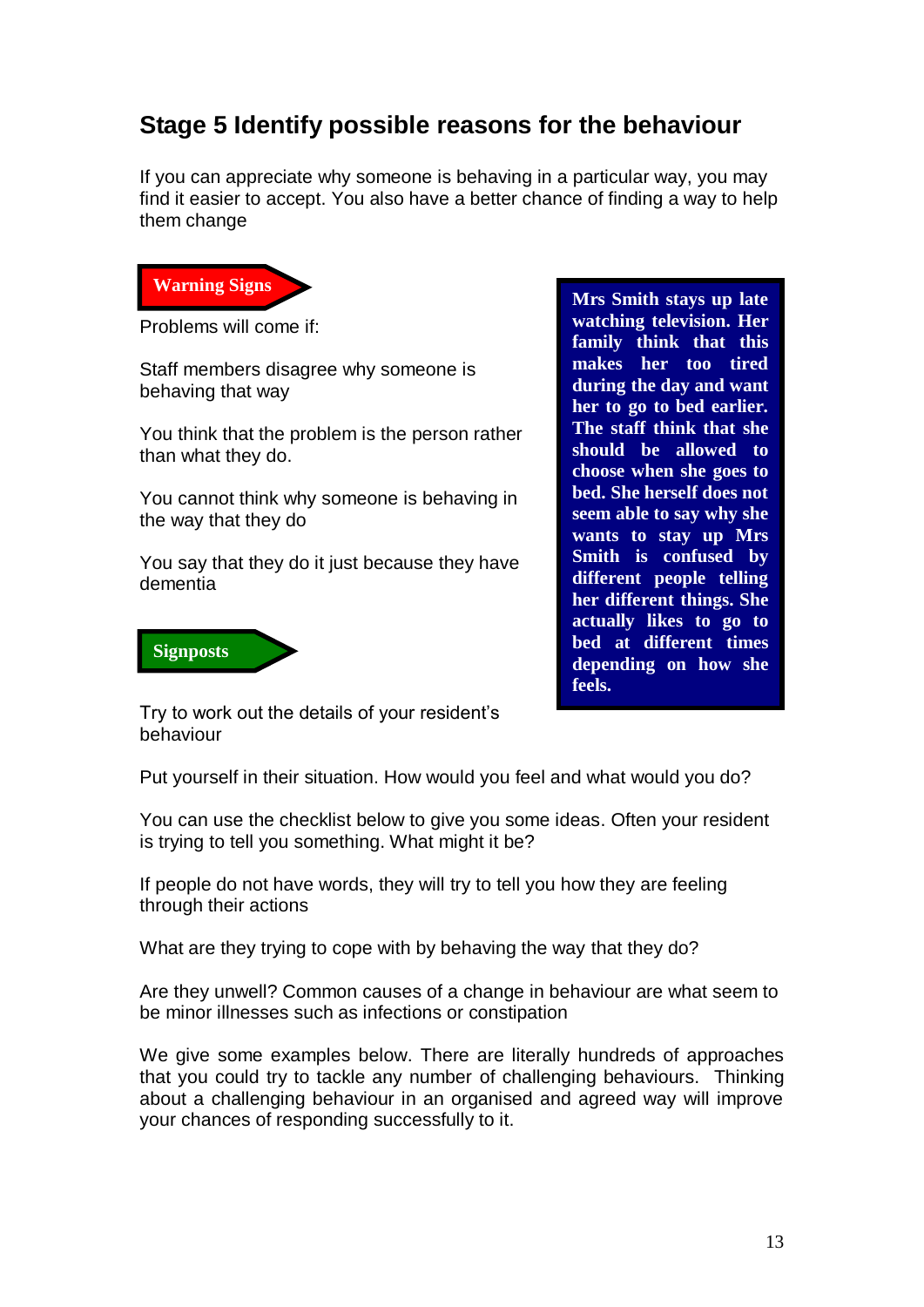## Stage 5 Identify possible reasons for the behaviour

If you can appreciate why someone is behaving in a particular way, you may find it easier to accept. You also have a better chance of finding a way to help them change

**Warning Signs**

Problems will come if:

Staff members disagree why someone is behaving that way

You think that the problem is the person rather than what they do.

You cannot think why someone is behaving in the way that they do

You say that they do it just because they have dementia

**Mrs Smith stays up late watching television. Her family think that this makes her too tired during the day and want her to go to bed earlier. The staff think that she should be allowed to choose when she goes to bed. She herself does not seem able to say why she wants to stay up Mrs Smith is confused by different people telling her different things. She actually likes to go to bed at different times depending on how she feels.**

**Signposts**

Try to work out the details of your resident's behaviour

Put yourself in their situation. How would you feel and what would you do?

You can use the checklist below to give you some ideas. Often your resident is trying to tell you something. What might it be?

If people do not have words, they will try to tell you how they are feeling through their actions

What are they trying to cope with by behaving the way that they do?

Are they unwell? Common causes of a change in behaviour are what seem to be minor illnesses such as infections or constipation

We give some examples below. There are literally hundreds of approaches that you could try to tackle any number of challenging behaviours. Thinking about a challenging behaviour in an organised and agreed way will improve your chances of responding successfully to it.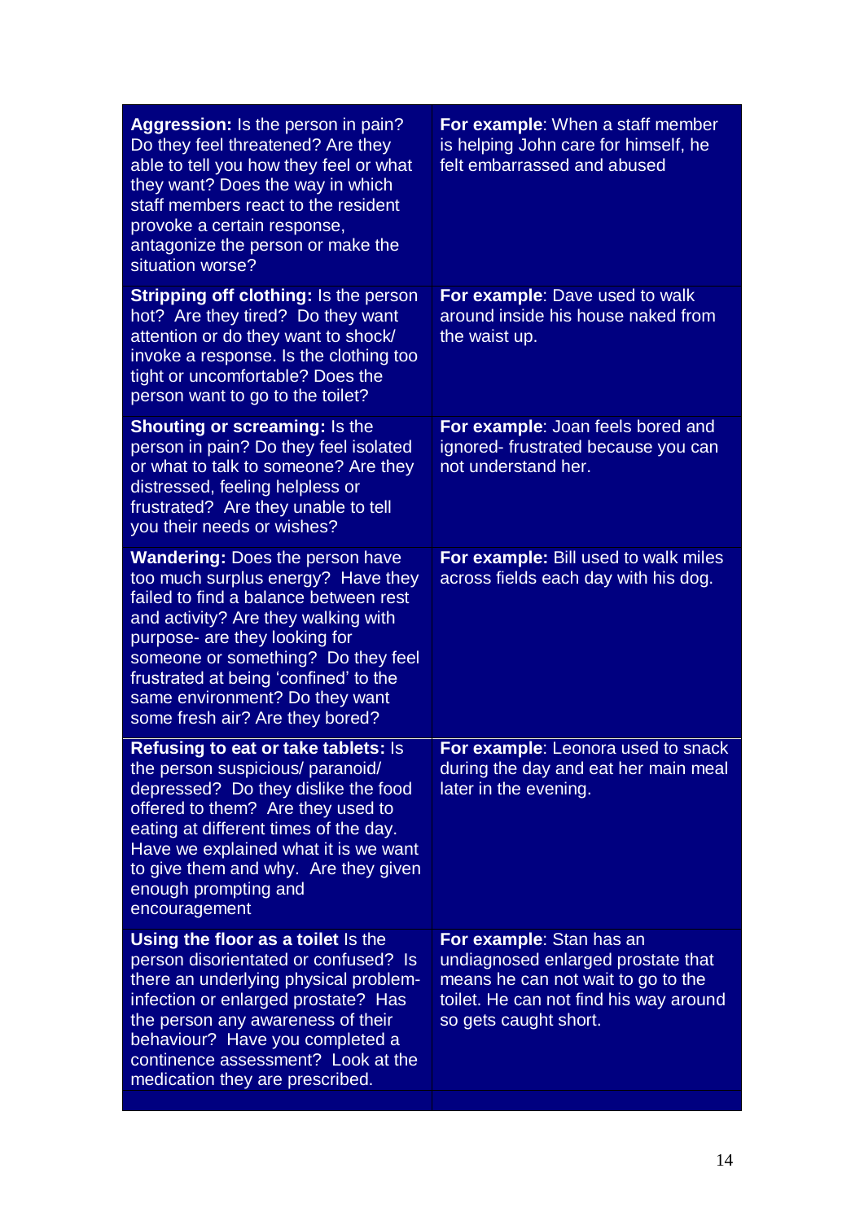| | |
|---|---|
| **Aggression:** Is the person in pain? Do they feel threatened? Are they able to tell you how they feel or what they want? Does the way in which staff members react to the resident provoke a certain response, antagonize the person or make the situation worse? | **For example**: When a staff member is helping John care for himself, he felt embarrassed and abused |
| **Stripping off clothing:** Is the person hot? Are they tired? Do they want attention or do they want to shock/ invoke a response. Is the clothing too tight or uncomfortable? Does the person want to go to the toilet? | **For example**: Dave used to walk around inside his house naked from the waist up. |
| **Shouting or screaming:** Is the person in pain? Do they feel isolated or what to talk to someone? Are they distressed, feeling helpless or frustrated? Are they unable to tell you their needs or wishes? | **For example**: Joan feels bored and ignored- frustrated because you can not understand her. |
| **Wandering:** Does the person have too much surplus energy? Have they failed to find a balance between rest and activity? Are they walking with purpose- are they looking for someone or something? Do they feel frustrated at being 'confined' to the same environment? Do they want some fresh air? Are they bored? | **For example:** Bill used to walk miles across fields each day with his dog. |
| **Refusing to eat or take tablets:** Is the person suspicious/ paranoid/ depressed? Do they dislike the food offered to them? Are they used to eating at different times of the day. Have we explained what it is we want to give them and why. Are they given enough prompting and encouragement | **For example**: Leonora used to snack during the day and eat her main meal later in the evening. |
| **Using the floor as a toilet** Is the person disorientated or confused? Is there an underlying physical problem- infection or enlarged prostate? Has the person any awareness of their behaviour? Have you completed a continence assessment? Look at the medication they are prescribed. | **For example**: Stan has an undiagnosed enlarged prostate that means he can not wait to go to the toilet. He can not find his way around so gets caught short. |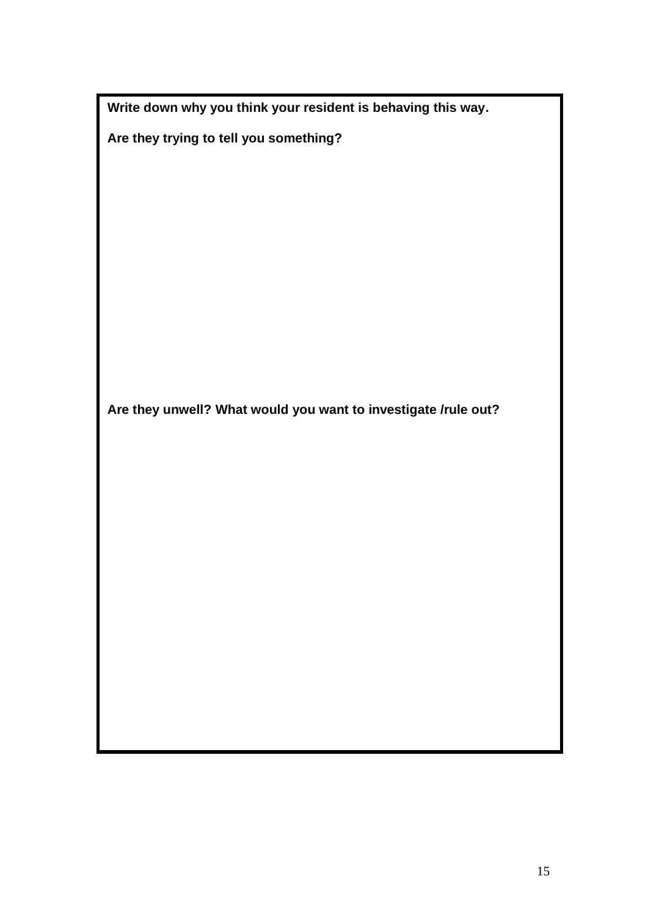**Write down why you think your resident is behaving this way.**

**Are they trying to tell you something?**

**Are they unwell? What would you want to investigate /rule out?**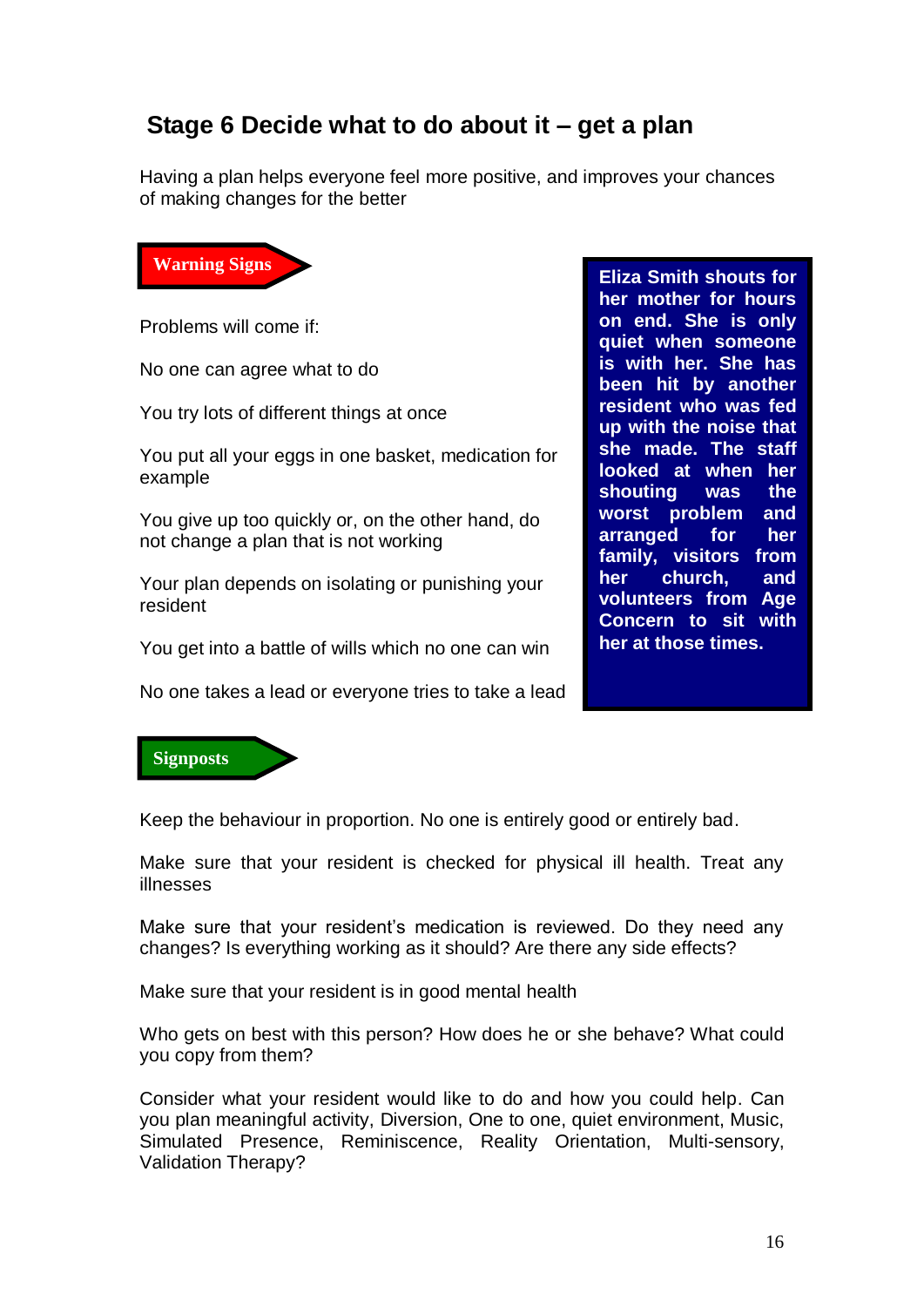## Stage 6 Decide what to do about it – get a plan

Having a plan helps everyone feel more positive, and improves your chances of making changes for the better

**Warning Signs**

Problems will come if:

No one can agree what to do

You try lots of different things at once

You put all your eggs in one basket, medication for example

You give up too quickly or, on the other hand, do not change a plan that is not working

Your plan depends on isolating or punishing your resident

You get into a battle of wills which no one can win

No one takes a lead or everyone tries to take a lead

**Eliza Smith shouts for her mother for hours on end. She is only quiet when someone is with her. She has been hit by another resident who was fed up with the noise that she made. The staff looked at when her shouting was the worst problem and arranged for her family, visitors from her church, and volunteers from Age Concern to sit with her at those times.**

**Signposts**

Keep the behaviour in proportion. No one is entirely good or entirely bad.

Make sure that your resident is checked for physical ill health. Treat any illnesses

Make sure that your resident's medication is reviewed. Do they need any changes? Is everything working as it should? Are there any side effects?

Make sure that your resident is in good mental health

Who gets on best with this person? How does he or she behave? What could you copy from them?

Consider what your resident would like to do and how you could help. Can you plan meaningful activity, Diversion, One to one, quiet environment, Music, Simulated Presence, Reminiscence, Reality Orientation, Multi-sensory, Validation Therapy?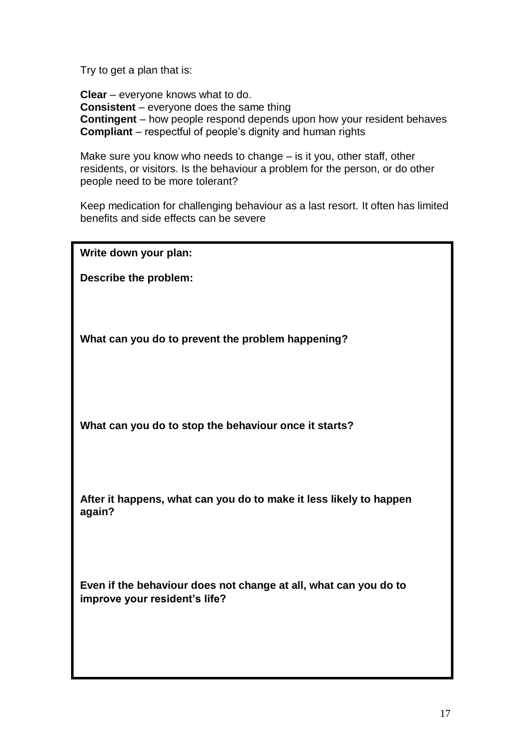Try to get a plan that is:

**Clear** – everyone knows what to do.
**Consistent** – everyone does the same thing
**Contingent** – how people respond depends upon how your resident behaves
**Compliant** – respectful of people's dignity and human rights

Make sure you know who needs to change – is it you, other staff, other residents, or visitors. Is the behaviour a problem for the person, or do other people need to be more tolerant?

Keep medication for challenging behaviour as a last resort. It often has limited benefits and side effects can be severe

**Write down your plan:**

**Describe the problem:**

**What can you do to prevent the problem happening?**

**What can you do to stop the behaviour once it starts?**

**After it happens, what can you do to make it less likely to happen again?**

**Even if the behaviour does not change at all, what can you do to improve your resident's life?**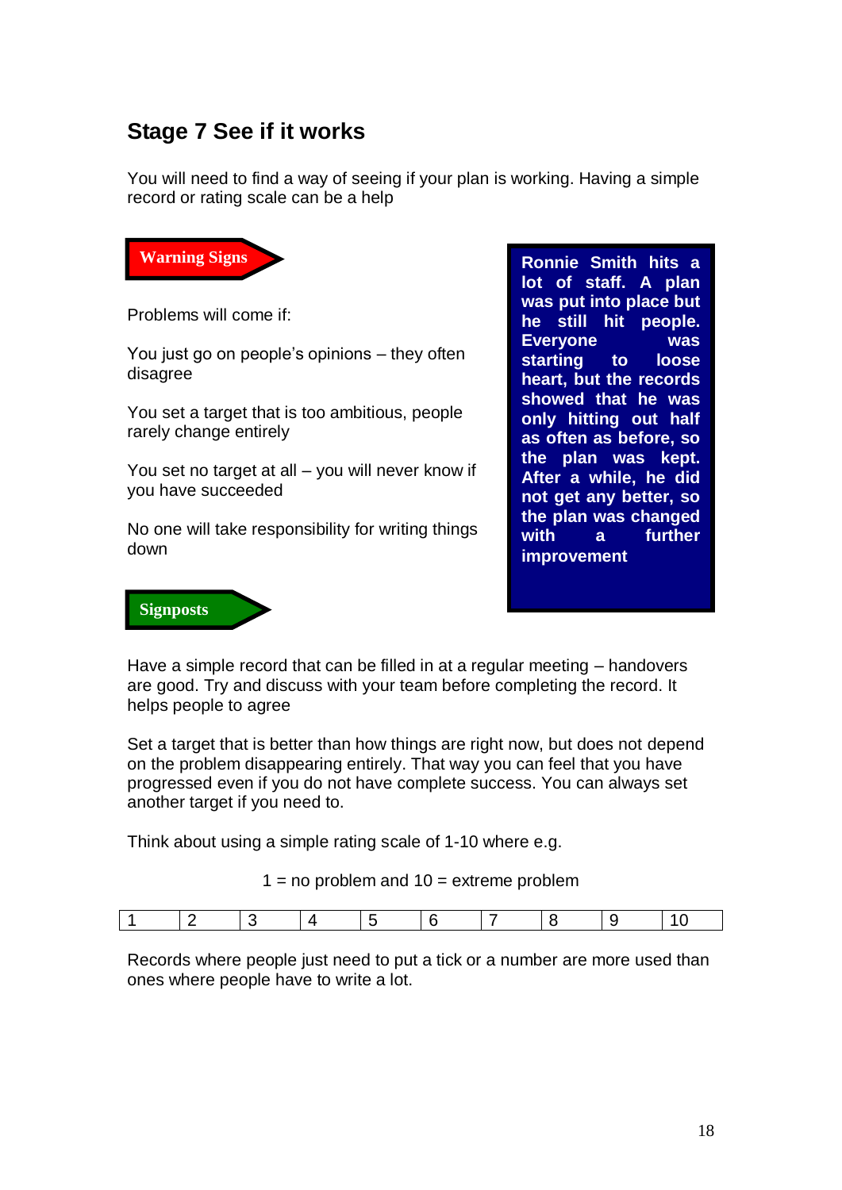## Stage 7 See if it works

You will need to find a way of seeing if your plan is working. Having a simple record or rating scale can be a help

**Warning Signs**

Problems will come if:

You just go on people's opinions – they often disagree

You set a target that is too ambitious, people rarely change entirely

You set no target at all – you will never know if you have succeeded

No one will take responsibility for writing things down

**Ronnie Smith hits a lot of staff. A plan was put into place but he still hit people. Everyone was starting to loose heart, but the records showed that he was only hitting out half as often as before, so the plan was kept. After a while, he did not get any better, so the plan was changed with a further improvement**

**Signposts**

Have a simple record that can be filled in at a regular meeting – handovers are good. Try and discuss with your team before completing the record. It helps people to agree

Set a target that is better than how things are right now, but does not depend on the problem disappearing entirely. That way you can feel that you have progressed even if you do not have complete success. You can always set another target if you need to.

Think about using a simple rating scale of 1-10 where e.g.

1 = no problem and 10 = extreme problem

| 1 | 2 | 3 | 4 | 5 | 6 | 7 | 8 | 9 | 10 |
|---|---|---|---|---|---|---|---|---|---|

Records where people just need to put a tick or a number are more used than ones where people have to write a lot.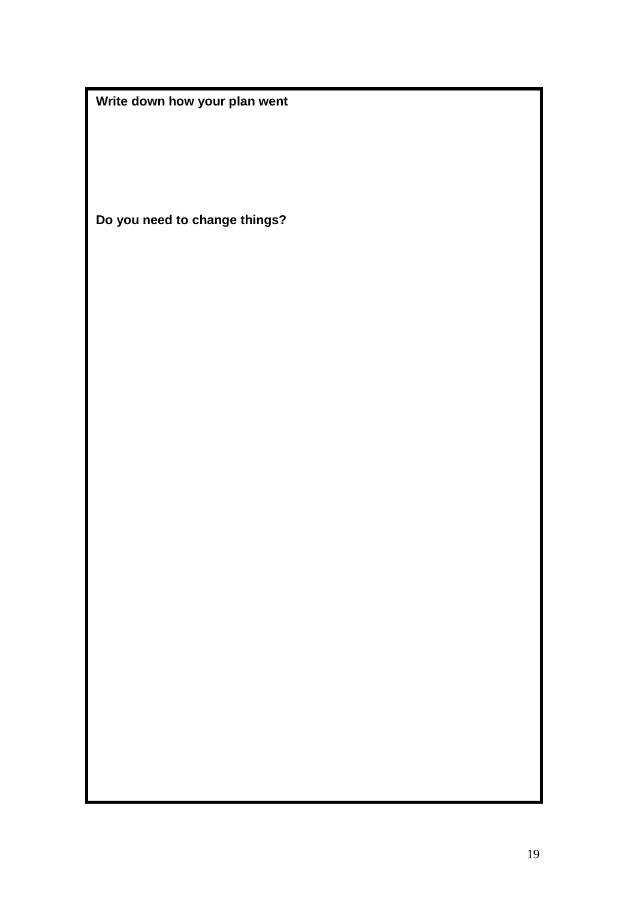**Write down how your plan went**

**Do you need to change things?**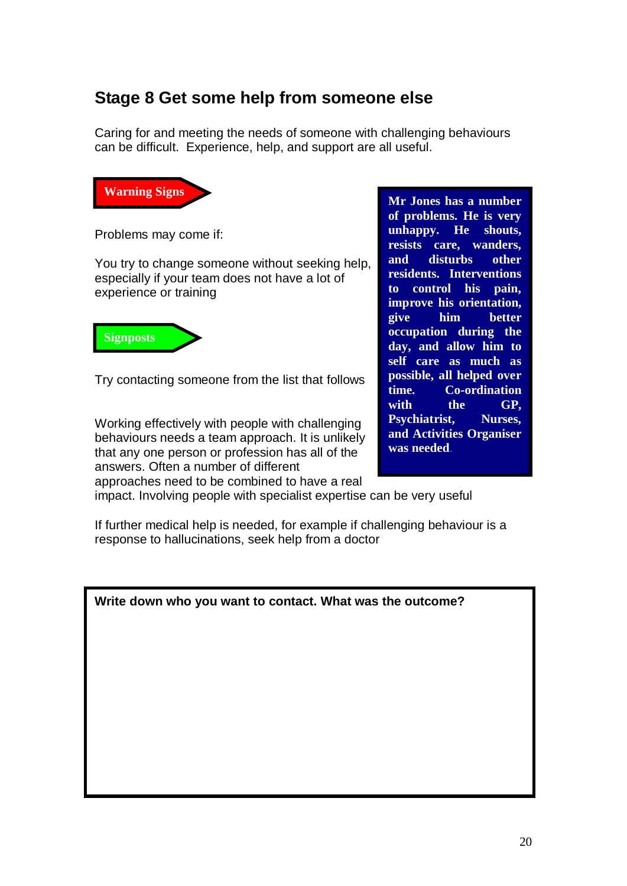## Stage 8 Get some help from someone else

Caring for and meeting the needs of someone with challenging behaviours can be difficult. Experience, help, and support are all useful.

**Warning Signs**

Problems may come if:

You try to change someone without seeking help, especially if your team does not have a lot of experience or training

**Signposts**

Try contacting someone from the list that follows

Working effectively with people with challenging behaviours needs a team approach. It is unlikely that any one person or profession has all of the answers. Often a number of different approaches need to be combined to have a real impact. Involving people with specialist expertise can be very useful

If further medical help is needed, for example if challenging behaviour is a response to hallucinations, seek help from a doctor

**Mr Jones has a number of problems. He is very unhappy. He shouts, resists care, wanders, and disturbs other residents. Interventions to control his pain, improve his orientation, give him better occupation during the day, and allow him to self care as much as possible, all helped over time. Co-ordination with the GP, Psychiatrist, Nurses, and Activities Organiser was needed.**

**Write down who you want to contact. What was the outcome?**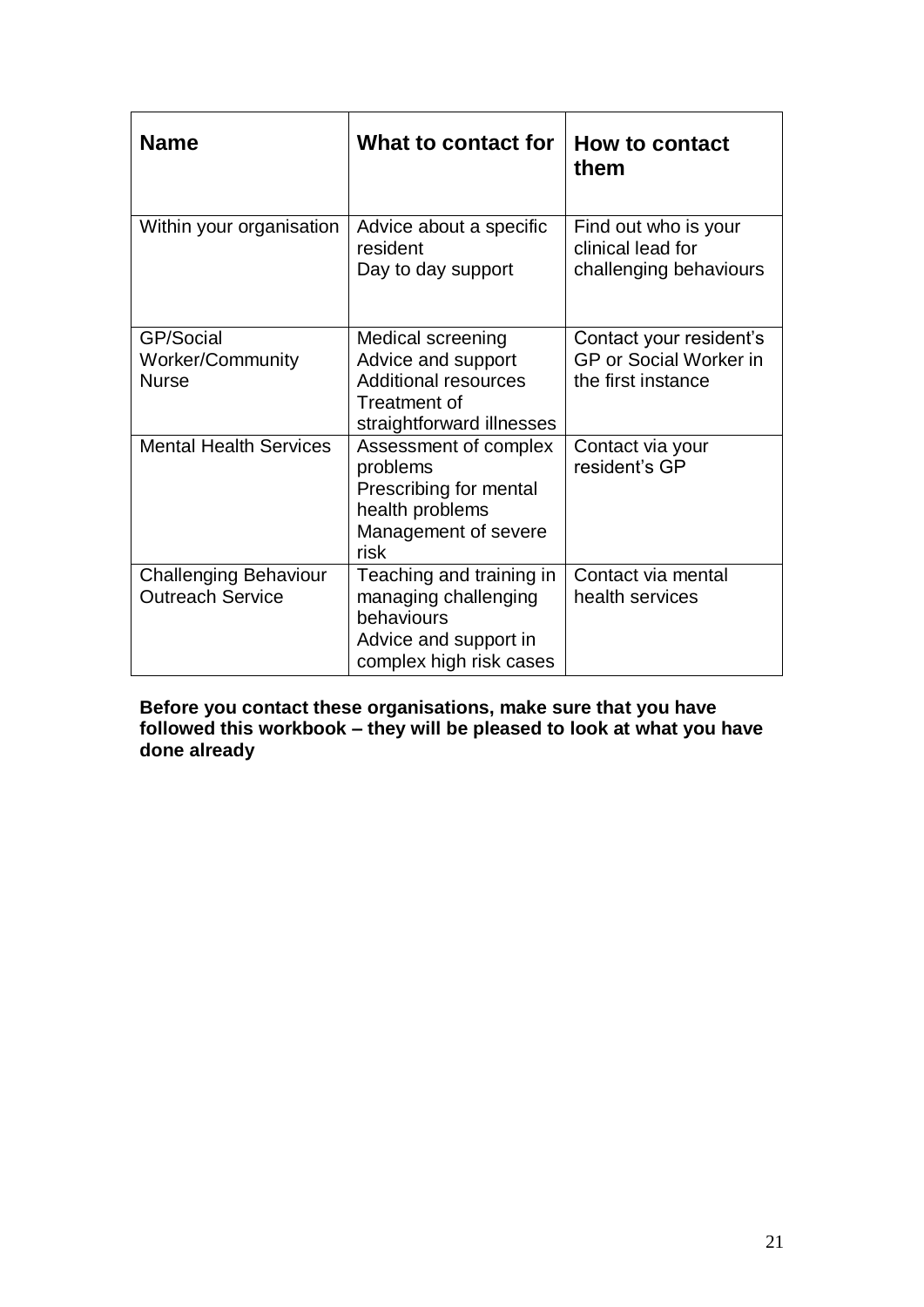| Name | What to contact for | How to contact them |
|---|---|---|
| Within your organisation | Advice about a specific resident<br>Day to day support | Find out who is your clinical lead for challenging behaviours |
| GP/Social Worker/Community Nurse | Medical screening<br>Advice and support<br>Additional resources<br>Treatment of straightforward illnesses | Contact your resident's GP or Social Worker in the first instance |
| Mental Health Services | Assessment of complex problems<br>Prescribing for mental health problems<br>Management of severe risk | Contact via your resident's GP |
| Challenging Behaviour Outreach Service | Teaching and training in managing challenging behaviours<br>Advice and support in complex high risk cases | Contact via mental health services |

**Before you contact these organisations, make sure that you have followed this workbook – they will be pleased to look at what you have done already**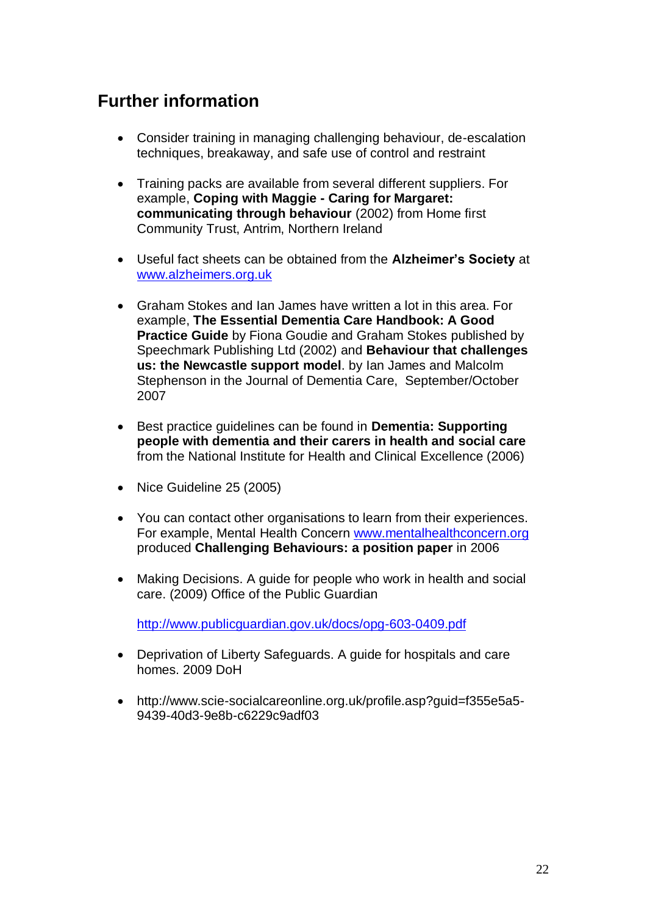## Further information

- Consider training in managing challenging behaviour, de-escalation techniques, breakaway, and safe use of control and restraint

- Training packs are available from several different suppliers. For example, **Coping with Maggie - Caring for Margaret: communicating through behaviour** (2002) from Home first Community Trust, Antrim, Northern Ireland

- Useful fact sheets can be obtained from the **Alzheimer's Society** at [www.alzheimers.org.uk](http://www.alzheimers.org.uk)

- Graham Stokes and Ian James have written a lot in this area. For example, **The Essential Dementia Care Handbook: A Good Practice Guide** by Fiona Goudie and Graham Stokes published by Speechmark Publishing Ltd (2002) and **Behaviour that challenges us: the Newcastle support model**. by Ian James and Malcolm Stephenson in the Journal of Dementia Care, September/October 2007

- Best practice guidelines can be found in **Dementia: Supporting people with dementia and their carers in health and social care** from the National Institute for Health and Clinical Excellence (2006)

- Nice Guideline 25 (2005)

- You can contact other organisations to learn from their experiences. For example, Mental Health Concern [www.mentalhealthconcern.org](http://www.mentalhealthconcern.org) produced **Challenging Behaviours: a position paper** in 2006

- Making Decisions. A guide for people who work in health and social care. (2009) Office of the Public Guardian

  [http://www.publicguardian.gov.uk/docs/opg-603-0409.pdf](http://www.publicguardian.gov.uk/docs/opg-603-0409.pdf)

- Deprivation of Liberty Safeguards. A guide for hospitals and care homes. 2009 DoH

- http://www.scie-socialcareonline.org.uk/profile.asp?guid=f355e5a5-9439-40d3-9e8b-c6229c9adf03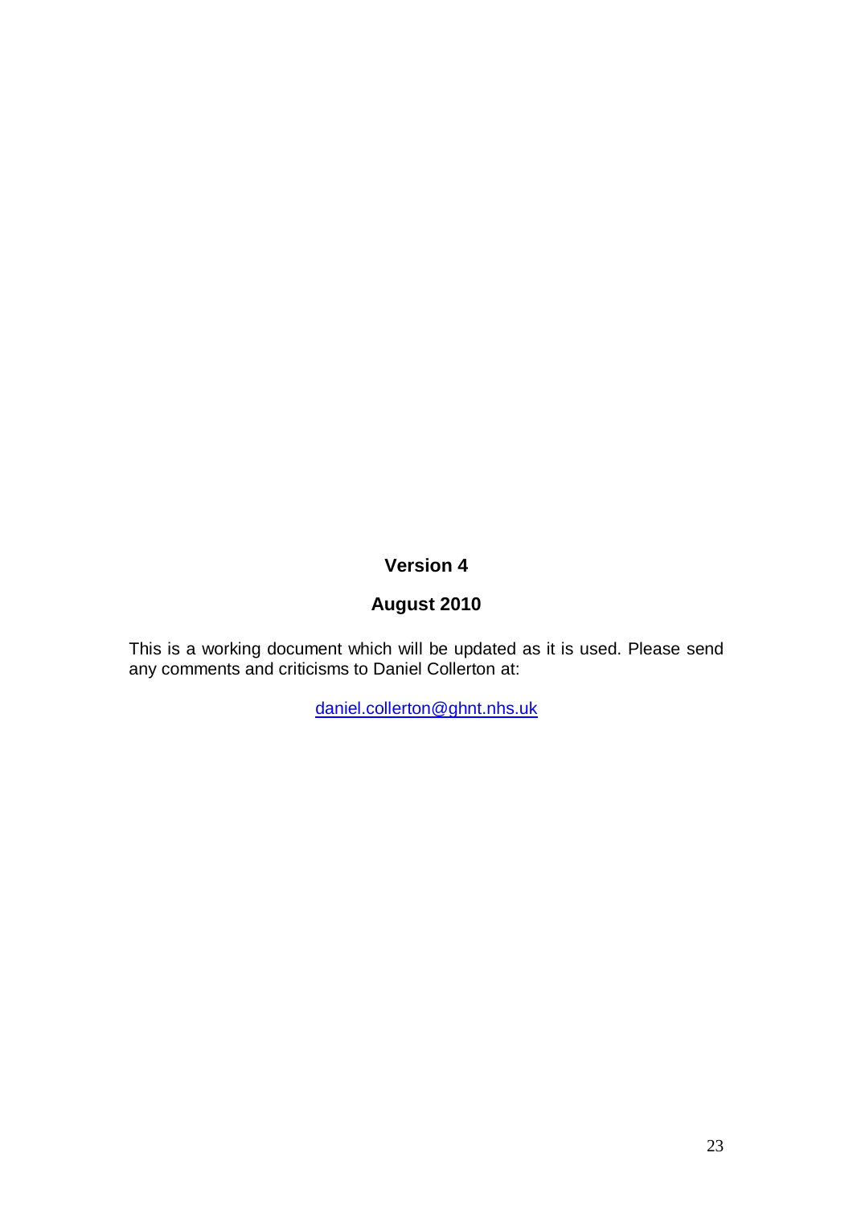**Version 4**

**August 2010**

This is a working document which will be updated as it is used. Please send any comments and criticisms to Daniel Collerton at:

daniel.collerton@ghnt.nhs.uk